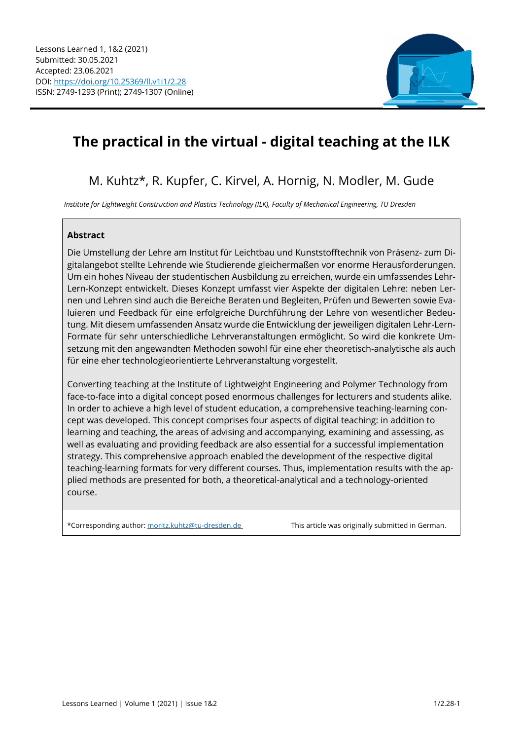Lessons Learned 1, 1&2 (2021)
Submitted: 30.05.2021
Accepted: 23.06.2021
DOI: https://doi.org/10.25369/ll.v1i1/2.28
ISSN: 2749-1293 (Print); 2749-1307 (Online)

# The practical in the virtual - digital teaching at the ILK

M. Kuhtz*, R. Kupfer, C. Kirvel, A. Hornig, N. Modler, M. Gude

*Institute for Lightweight Construction and Plastics Technology (ILK), Faculty of Mechanical Engineering, TU Dresden*

## Abstract

Die Umstellung der Lehre am Institut für Leichtbau und Kunststofftechnik von Präsenz- zum Digitalangebot stellte Lehrende wie Studierende gleichermaßen vor enorme Herausforderungen. Um ein hohes Niveau der studentischen Ausbildung zu erreichen, wurde ein umfassendes Lehr-Lern-Konzept entwickelt. Dieses Konzept umfasst vier Aspekte der digitalen Lehre: neben Lernen und Lehren sind auch die Bereiche Beraten und Begleiten, Prüfen und Bewerten sowie Evaluieren und Feedback für eine erfolgreiche Durchführung der Lehre von wesentlicher Bedeutung. Mit diesem umfassenden Ansatz wurde die Entwicklung der jeweiligen digitalen Lehr-Lern-Formate für sehr unterschiedliche Lehrveranstaltungen ermöglicht. So wird die konkrete Umsetzung mit den angewandten Methoden sowohl für eine eher theoretisch-analytische als auch für eine eher technologieorientierte Lehrveranstaltung vorgestellt.

Converting teaching at the Institute of Lightweight Engineering and Polymer Technology from face-to-face into a digital concept posed enormous challenges for lecturers and students alike. In order to achieve a high level of student education, a comprehensive teaching-learning concept was developed. This concept comprises four aspects of digital teaching: in addition to learning and teaching, the areas of advising and accompanying, examining and assessing, as well as evaluating and providing feedback are also essential for a successful implementation strategy. This comprehensive approach enabled the development of the respective digital teaching-learning formats for very different courses. Thus, implementation results with the applied methods are presented for both, a theoretical-analytical and a technology-oriented course.

*Corresponding author: moritz.kuhtz@tu-dresden.de

This article was originally submitted in German.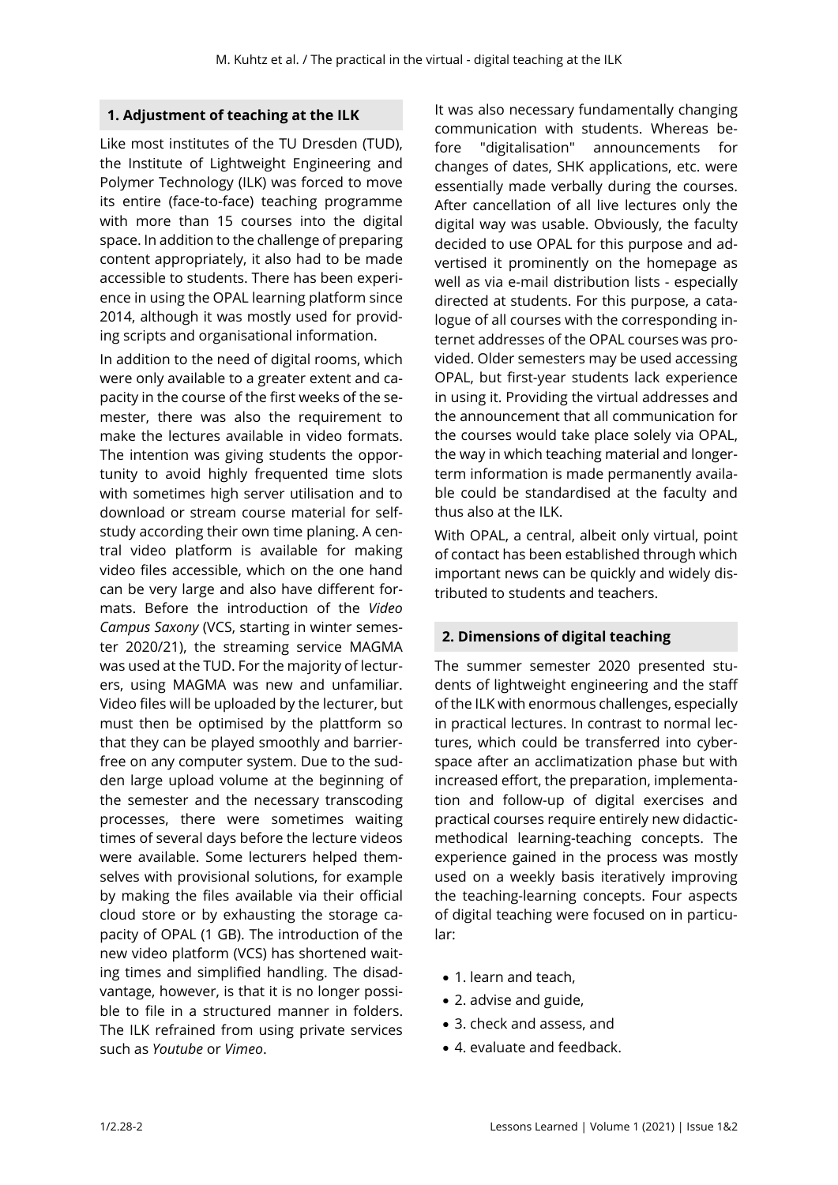## 1. Adjustment of teaching at the ILK

Like most institutes of the TU Dresden (TUD), the Institute of Lightweight Engineering and Polymer Technology (ILK) was forced to move its entire (face-to-face) teaching programme with more than 15 courses into the digital space. In addition to the challenge of preparing content appropriately, it also had to be made accessible to students. There has been experience in using the OPAL learning platform since 2014, although it was mostly used for providing scripts and organisational information.

In addition to the need of digital rooms, which were only available to a greater extent and capacity in the course of the first weeks of the semester, there was also the requirement to make the lectures available in video formats. The intention was giving students the opportunity to avoid highly frequented time slots with sometimes high server utilisation and to download or stream course material for self-study according their own time planing. A central video platform is available for making video files accessible, which on the one hand can be very large and also have different formats. Before the introduction of the *Video Campus Saxony* (VCS, starting in winter semester 2020/21), the streaming service MAGMA was used at the TUD. For the majority of lecturers, using MAGMA was new and unfamiliar. Video files will be uploaded by the lecturer, but must then be optimised by the plattform so that they can be played smoothly and barrier-free on any computer system. Due to the sudden large upload volume at the beginning of the semester and the necessary transcoding processes, there were sometimes waiting times of several days before the lecture videos were available. Some lecturers helped themselves with provisional solutions, for example by making the files available via their official cloud store or by exhausting the storage capacity of OPAL (1 GB). The introduction of the new video platform (VCS) has shortened waiting times and simplified handling. The disadvantage, however, is that it is no longer possible to file in a structured manner in folders. The ILK refrained from using private services such as *Youtube* or *Vimeo*.

It was also necessary fundamentally changing communication with students. Whereas before "digitalisation" announcements for changes of dates, SHK applications, etc. were essentially made verbally during the courses. After cancellation of all live lectures only the digital way was usable. Obviously, the faculty decided to use OPAL for this purpose and advertised it prominently on the homepage as well as via e-mail distribution lists - especially directed at students. For this purpose, a catalogue of all courses with the corresponding internet addresses of the OPAL courses was provided. Older semesters may be used accessing OPAL, but first-year students lack experience in using it. Providing the virtual addresses and the announcement that all communication for the courses would take place solely via OPAL, the way in which teaching material and longer-term information is made permanently available could be standardised at the faculty and thus also at the ILK.

With OPAL, a central, albeit only virtual, point of contact has been established through which important news can be quickly and widely distributed to students and teachers.

## 2. Dimensions of digital teaching

The summer semester 2020 presented students of lightweight engineering and the staff of the ILK with enormous challenges, especially in practical lectures. In contrast to normal lectures, which could be transferred into cyberspace after an acclimatization phase but with increased effort, the preparation, implementation and follow-up of digital exercises and practical courses require entirely new didactic-methodical learning-teaching concepts. The experience gained in the process was mostly used on a weekly basis iteratively improving the teaching-learning concepts. Four aspects of digital teaching were focused on in particular:

- 1. learn and teach,
- 2. advise and guide,
- 3. check and assess, and
- 4. evaluate and feedback.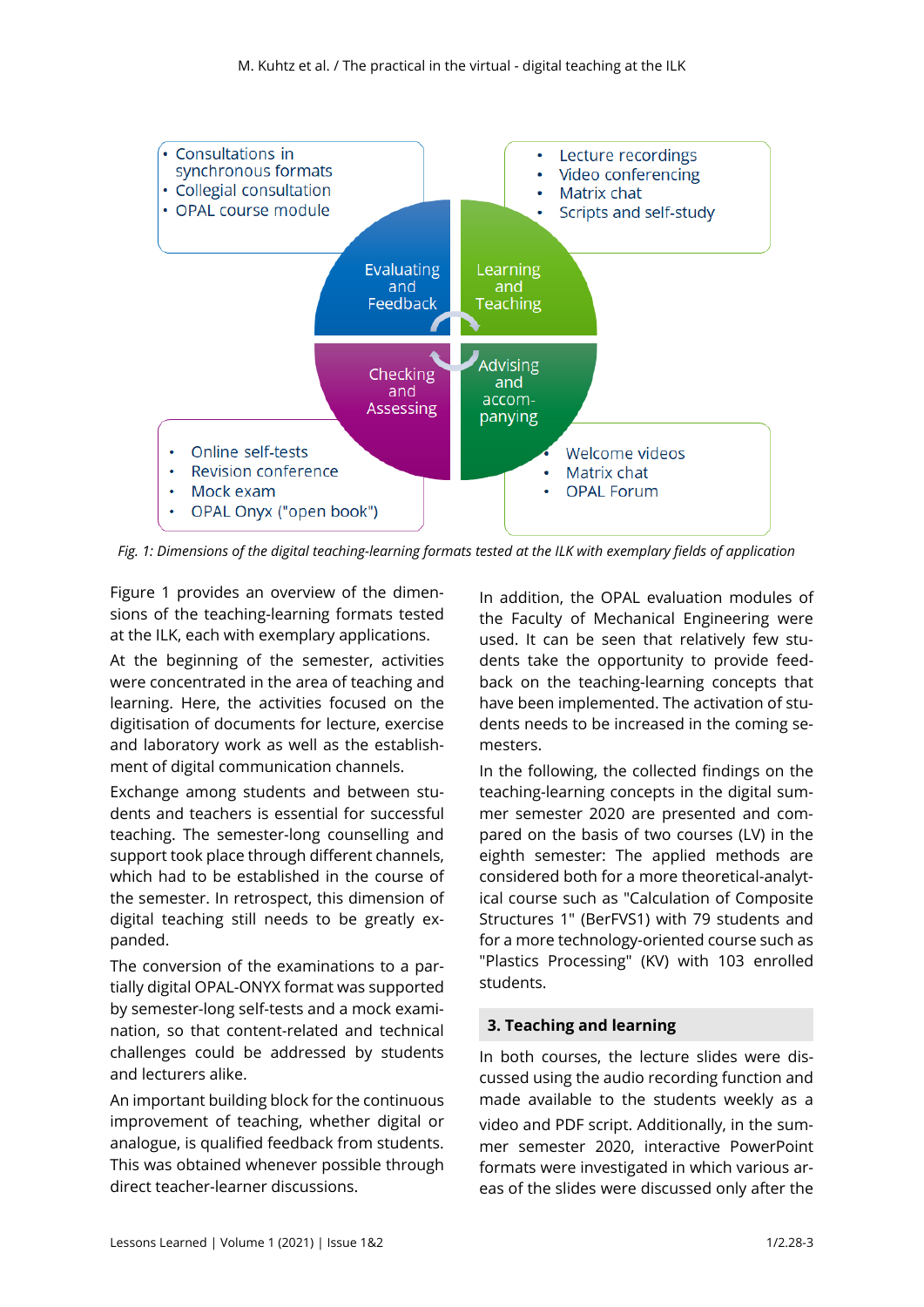- Consultations in synchronous formats
- Collegial consultation
- OPAL course module

- Lecture recordings
- Video conferencing
- Matrix chat
- Scripts and self-study

Evaluating and Feedback

Learning and Teaching

Checking and Assessing

Advising and accom-panying

- Online self-tests
- Revision conference
- Mock exam
- OPAL Onyx ("open book")

- Welcome videos
- Matrix chat
- OPAL Forum

*Fig. 1: Dimensions of the digital teaching-learning formats tested at the ILK with exemplary fields of application*

Figure 1 provides an overview of the dimensions of the teaching-learning formats tested at the ILK, each with exemplary applications.

At the beginning of the semester, activities were concentrated in the area of teaching and learning. Here, the activities focused on the digitisation of documents for lecture, exercise and laboratory work as well as the establishment of digital communication channels.

Exchange among students and between students and teachers is essential for successful teaching. The semester-long counselling and support took place through different channels, which had to be established in the course of the semester. In retrospect, this dimension of digital teaching still needs to be greatly expanded.

The conversion of the examinations to a partially digital OPAL-ONYX format was supported by semester-long self-tests and a mock examination, so that content-related and technical challenges could be addressed by students and lecturers alike.

An important building block for the continuous improvement of teaching, whether digital or analogue, is qualified feedback from students. This was obtained whenever possible through direct teacher-learner discussions.

In addition, the OPAL evaluation modules of the Faculty of Mechanical Engineering were used. It can be seen that relatively few students take the opportunity to provide feedback on the teaching-learning concepts that have been implemented. The activation of students needs to be increased in the coming semesters.

In the following, the collected findings on the teaching-learning concepts in the digital summer semester 2020 are presented and compared on the basis of two courses (LV) in the eighth semester: The applied methods are considered both for a more theoretical-analytical course such as "Calculation of Composite Structures 1" (BerFVS1) with 79 students and for a more technology-oriented course such as "Plastics Processing" (KV) with 103 enrolled students.

## 3. Teaching and learning

In both courses, the lecture slides were discussed using the audio recording function and made available to the students weekly as a video and PDF script. Additionally, in the summer semester 2020, interactive PowerPoint formats were investigated in which various areas of the slides were discussed only after the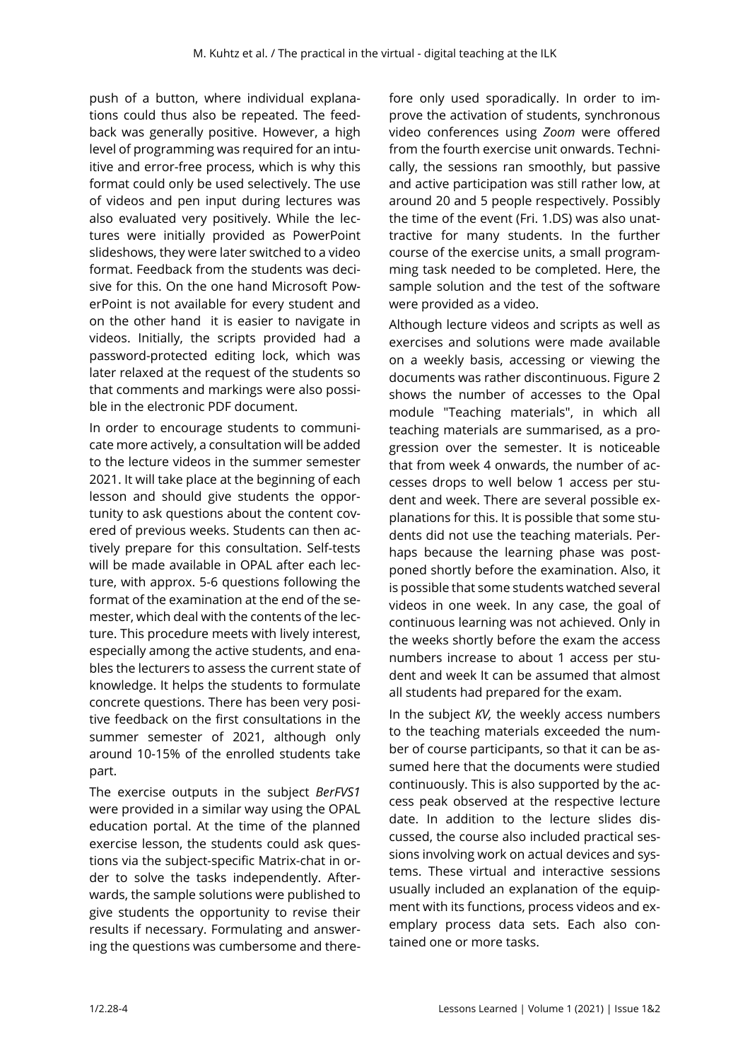push of a button, where individual explanations could thus also be repeated. The feedback was generally positive. However, a high level of programming was required for an intuitive and error-free process, which is why this format could only be used selectively. The use of videos and pen input during lectures was also evaluated very positively. While the lectures were initially provided as PowerPoint slideshows, they were later switched to a video format. Feedback from the students was decisive for this. On the one hand Microsoft PowerPoint is not available for every student and on the other hand it is easier to navigate in videos. Initially, the scripts provided had a password-protected editing lock, which was later relaxed at the request of the students so that comments and markings were also possible in the electronic PDF document.

In order to encourage students to communicate more actively, a consultation will be added to the lecture videos in the summer semester 2021. It will take place at the beginning of each lesson and should give students the opportunity to ask questions about the content covered of previous weeks. Students can then actively prepare for this consultation. Self-tests will be made available in OPAL after each lecture, with approx. 5-6 questions following the format of the examination at the end of the semester, which deal with the contents of the lecture. This procedure meets with lively interest, especially among the active students, and enables the lecturers to assess the current state of knowledge. It helps the students to formulate concrete questions. There has been very positive feedback on the first consultations in the summer semester of 2021, although only around 10-15% of the enrolled students take part.

The exercise outputs in the subject *BerFVS1* were provided in a similar way using the OPAL education portal. At the time of the planned exercise lesson, the students could ask questions via the subject-specific Matrix-chat in order to solve the tasks independently. Afterwards, the sample solutions were published to give students the opportunity to revise their results if necessary. Formulating and answering the questions was cumbersome and therefore only used sporadically. In order to improve the activation of students, synchronous video conferences using *Zoom* were offered from the fourth exercise unit onwards. Technically, the sessions ran smoothly, but passive and active participation was still rather low, at around 20 and 5 people respectively. Possibly the time of the event (Fri. 1.DS) was also unattractive for many students. In the further course of the exercise units, a small programming task needed to be completed. Here, the sample solution and the test of the software were provided as a video.

Although lecture videos and scripts as well as exercises and solutions were made available on a weekly basis, accessing or viewing the documents was rather discontinuous. Figure 2 shows the number of accesses to the Opal module "Teaching materials", in which all teaching materials are summarised, as a progression over the semester. It is noticeable that from week 4 onwards, the number of accesses drops to well below 1 access per student and week. There are several possible explanations for this. It is possible that some students did not use the teaching materials. Perhaps because the learning phase was postponed shortly before the examination. Also, it is possible that some students watched several videos in one week. In any case, the goal of continuous learning was not achieved. Only in the weeks shortly before the exam the access numbers increase to about 1 access per student and week It can be assumed that almost all students had prepared for the exam.

In the subject *KV,* the weekly access numbers to the teaching materials exceeded the number of course participants, so that it can be assumed here that the documents were studied continuously. This is also supported by the access peak observed at the respective lecture date. In addition to the lecture slides discussed, the course also included practical sessions involving work on actual devices and systems. These virtual and interactive sessions usually included an explanation of the equipment with its functions, process videos and exemplary process data sets. Each also contained one or more tasks.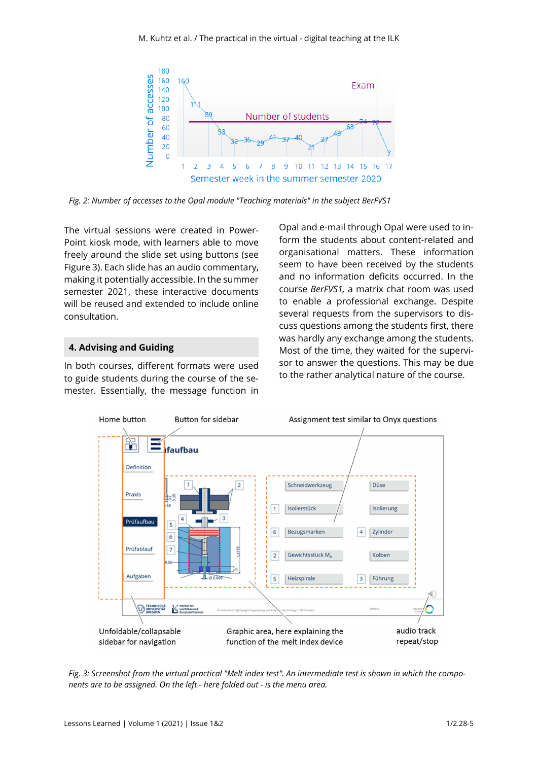*Fig. 2: Number of accesses to the Opal module "Teaching materials" in the subject BerFVS1*

The virtual sessions were created in PowerPoint kiosk mode, with learners able to move freely around the slide set using buttons (see Figure 3). Each slide has an audio commentary, making it potentially accessible. In the summer semester 2021, these interactive documents will be reused and extended to include online consultation.

## 4. Advising and Guiding

In both courses, different formats were used to guide students during the course of the semester. Essentially, the message function in Opal and e-mail through Opal were used to inform the students about content-related and organisational matters. These information seem to have been received by the students and no information deficits occurred. In the course *BerFVS1,* a matrix chat room was used to enable a professional exchange. Despite several requests from the supervisors to discuss questions among the students first, there was hardly any exchange among the students. Most of the time, they waited for the supervisor to answer the questions. This may be due to the rather analytical nature of the course.

*Fig. 3: Screenshot from the virtual practical "Melt index test". An intermediate test is shown in which the components are to be assigned. On the left - here folded out - is the menu area.*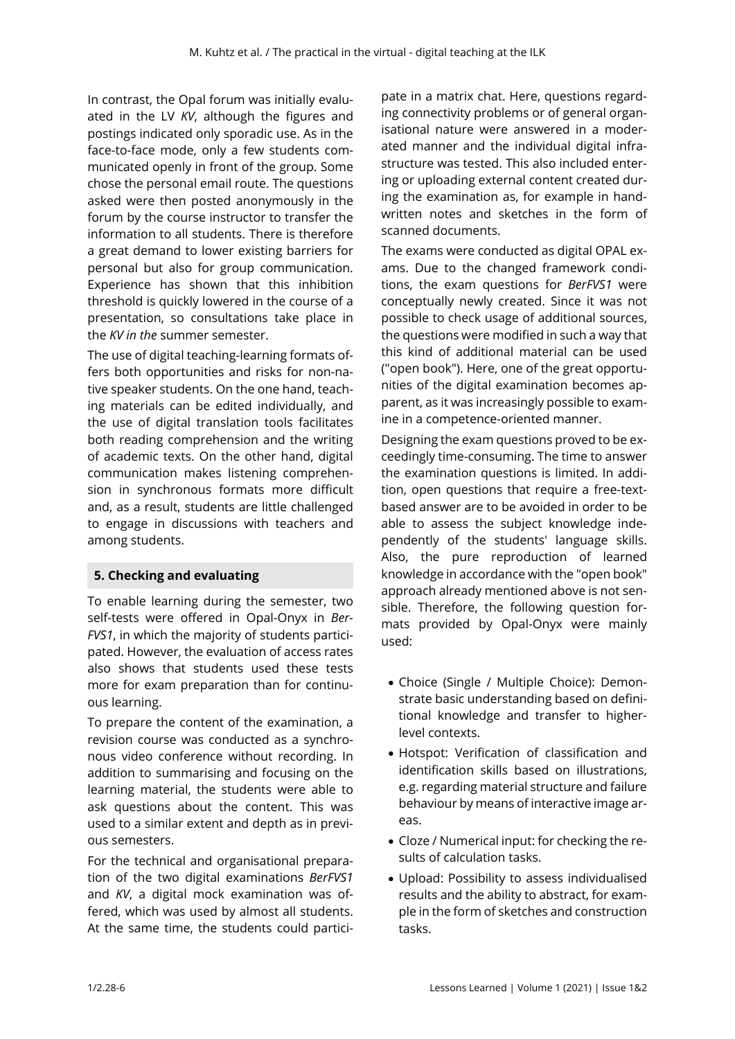In contrast, the Opal forum was initially evaluated in the LV *KV*, although the figures and postings indicated only sporadic use. As in the face-to-face mode, only a few students communicated openly in front of the group. Some chose the personal email route. The questions asked were then posted anonymously in the forum by the course instructor to transfer the information to all students. There is therefore a great demand to lower existing barriers for personal but also for group communication. Experience has shown that this inhibition threshold is quickly lowered in the course of a presentation, so consultations take place in the *KV in the* summer semester.

The use of digital teaching-learning formats offers both opportunities and risks for non-native speaker students. On the one hand, teaching materials can be edited individually, and the use of digital translation tools facilitates both reading comprehension and the writing of academic texts. On the other hand, digital communication makes listening comprehension in synchronous formats more difficult and, as a result, students are little challenged to engage in discussions with teachers and among students.

## 5. Checking and evaluating

To enable learning during the semester, two self-tests were offered in Opal-Onyx in *BerFVS1*, in which the majority of students participated. However, the evaluation of access rates also shows that students used these tests more for exam preparation than for continuous learning.

To prepare the content of the examination, a revision course was conducted as a synchronous video conference without recording. In addition to summarising and focusing on the learning material, the students were able to ask questions about the content. This was used to a similar extent and depth as in previous semesters.

For the technical and organisational preparation of the two digital examinations *BerFVS1* and *KV*, a digital mock examination was offered, which was used by almost all students. At the same time, the students could participate in a matrix chat. Here, questions regarding connectivity problems or of general organisational nature were answered in a moderated manner and the individual digital infrastructure was tested. This also included entering or uploading external content created during the examination as, for example in handwritten notes and sketches in the form of scanned documents.

The exams were conducted as digital OPAL exams. Due to the changed framework conditions, the exam questions for *BerFVS1* were conceptually newly created. Since it was not possible to check usage of additional sources, the questions were modified in such a way that this kind of additional material can be used ("open book"). Here, one of the great opportunities of the digital examination becomes apparent, as it was increasingly possible to examine in a competence-oriented manner.

Designing the exam questions proved to be exceedingly time-consuming. The time to answer the examination questions is limited. In addition, open questions that require a free-text-based answer are to be avoided in order to be able to assess the subject knowledge independently of the students' language skills. Also, the pure reproduction of learned knowledge in accordance with the "open book" approach already mentioned above is not sensible. Therefore, the following question formats provided by Opal-Onyx were mainly used:

- Choice (Single / Multiple Choice): Demonstrate basic understanding based on definitional knowledge and transfer to higher-level contexts.
- Hotspot: Verification of classification and identification skills based on illustrations, e.g. regarding material structure and failure behaviour by means of interactive image areas.
- Cloze / Numerical input: for checking the results of calculation tasks.
- Upload: Possibility to assess individualised results and the ability to abstract, for example in the form of sketches and construction tasks.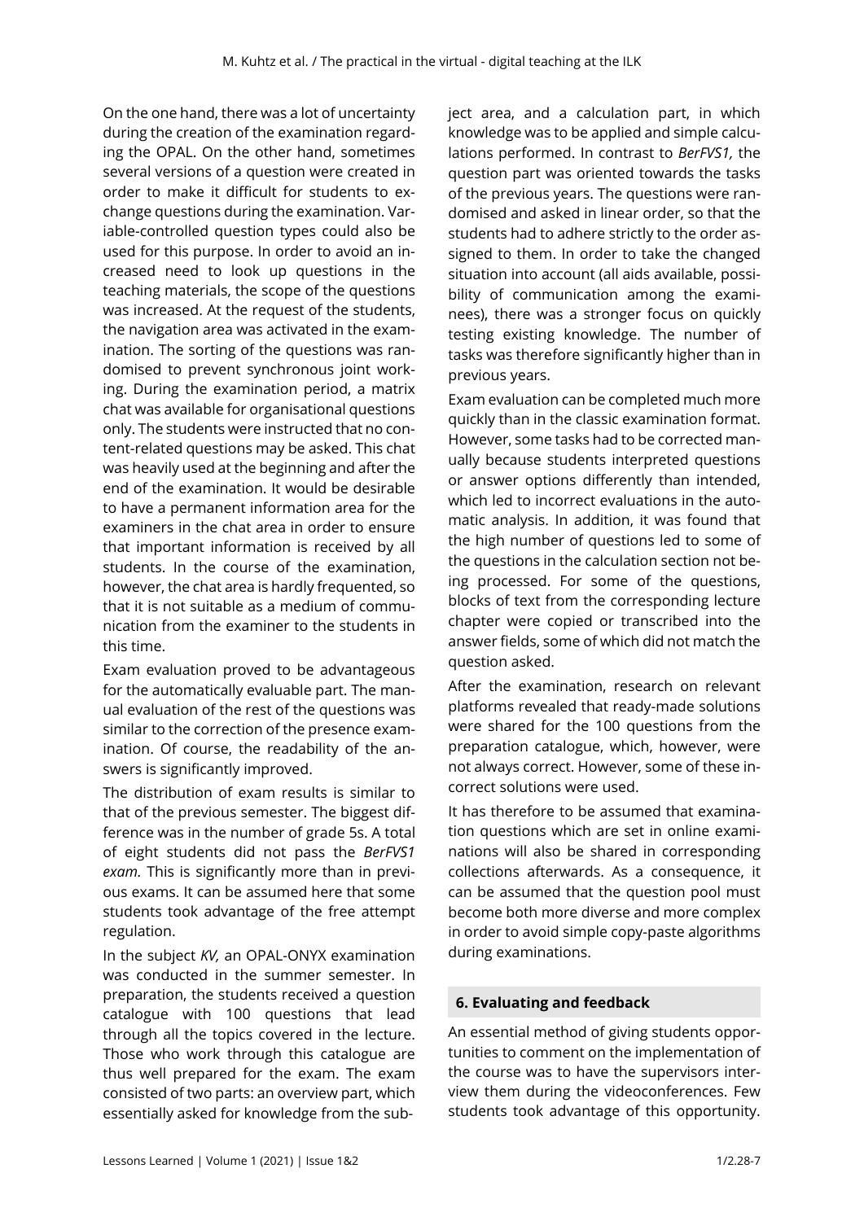On the one hand, there was a lot of uncertainty during the creation of the examination regarding the OPAL. On the other hand, sometimes several versions of a question were created in order to make it difficult for students to exchange questions during the examination. Variable-controlled question types could also be used for this purpose. In order to avoid an increased need to look up questions in the teaching materials, the scope of the questions was increased. At the request of the students, the navigation area was activated in the examination. The sorting of the questions was randomised to prevent synchronous joint working. During the examination period, a matrix chat was available for organisational questions only. The students were instructed that no content-related questions may be asked. This chat was heavily used at the beginning and after the end of the examination. It would be desirable to have a permanent information area for the examiners in the chat area in order to ensure that important information is received by all students. In the course of the examination, however, the chat area is hardly frequented, so that it is not suitable as a medium of communication from the examiner to the students in this time.

Exam evaluation proved to be advantageous for the automatically evaluable part. The manual evaluation of the rest of the questions was similar to the correction of the presence examination. Of course, the readability of the answers is significantly improved.

The distribution of exam results is similar to that of the previous semester. The biggest difference was in the number of grade 5s. A total of eight students did not pass the *BerFVS1 exam.* This is significantly more than in previous exams. It can be assumed here that some students took advantage of the free attempt regulation.

In the subject *KV,* an OPAL-ONYX examination was conducted in the summer semester. In preparation, the students received a question catalogue with 100 questions that lead through all the topics covered in the lecture. Those who work through this catalogue are thus well prepared for the exam. The exam consisted of two parts: an overview part, which essentially asked for knowledge from the subject area, and a calculation part, in which knowledge was to be applied and simple calculations performed. In contrast to *BerFVS1,* the question part was oriented towards the tasks of the previous years. The questions were randomised and asked in linear order, so that the students had to adhere strictly to the order assigned to them. In order to take the changed situation into account (all aids available, possibility of communication among the examinees), there was a stronger focus on quickly testing existing knowledge. The number of tasks was therefore significantly higher than in previous years.

Exam evaluation can be completed much more quickly than in the classic examination format. However, some tasks had to be corrected manually because students interpreted questions or answer options differently than intended, which led to incorrect evaluations in the automatic analysis. In addition, it was found that the high number of questions led to some of the questions in the calculation section not being processed. For some of the questions, blocks of text from the corresponding lecture chapter were copied or transcribed into the answer fields, some of which did not match the question asked.

After the examination, research on relevant platforms revealed that ready-made solutions were shared for the 100 questions from the preparation catalogue, which, however, were not always correct. However, some of these incorrect solutions were used.

It has therefore to be assumed that examination questions which are set in online examinations will also be shared in corresponding collections afterwards. As a consequence, it can be assumed that the question pool must become both more diverse and more complex in order to avoid simple copy-paste algorithms during examinations.

## 6. Evaluating and feedback

An essential method of giving students opportunities to comment on the implementation of the course was to have the supervisors interview them during the videoconferences. Few students took advantage of this opportunity.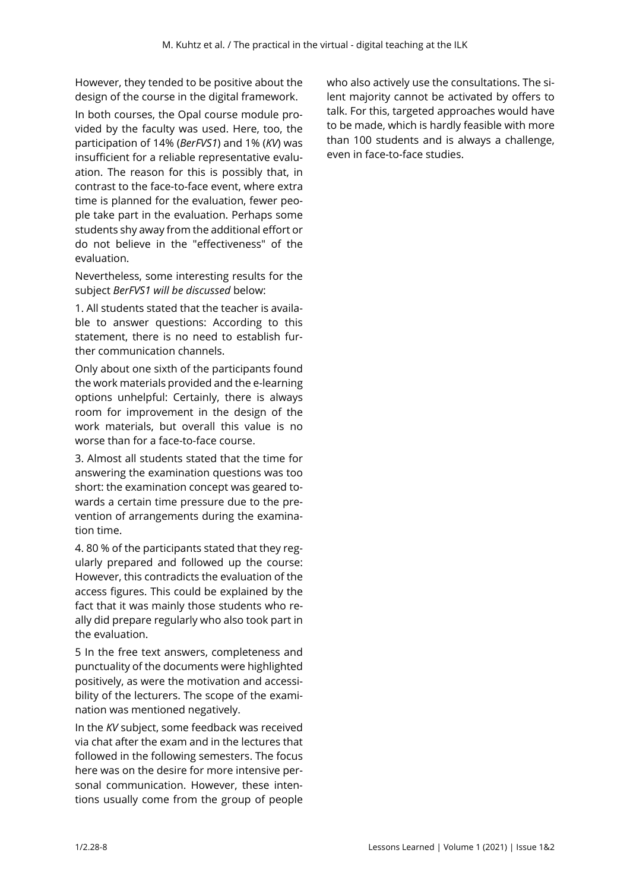However, they tended to be positive about the design of the course in the digital framework.

In both courses, the Opal course module provided by the faculty was used. Here, too, the participation of 14% (*BerFVS1*) and 1% (*KV*) was insufficient for a reliable representative evaluation. The reason for this is possibly that, in contrast to the face-to-face event, where extra time is planned for the evaluation, fewer people take part in the evaluation. Perhaps some students shy away from the additional effort or do not believe in the "effectiveness" of the evaluation.

Nevertheless, some interesting results for the subject *BerFVS1 will be discussed* below:

1. All students stated that the teacher is available to answer questions: According to this statement, there is no need to establish further communication channels.

Only about one sixth of the participants found the work materials provided and the e-learning options unhelpful: Certainly, there is always room for improvement in the design of the work materials, but overall this value is no worse than for a face-to-face course.

3. Almost all students stated that the time for answering the examination questions was too short: the examination concept was geared towards a certain time pressure due to the prevention of arrangements during the examination time.

4. 80 % of the participants stated that they regularly prepared and followed up the course: However, this contradicts the evaluation of the access figures. This could be explained by the fact that it was mainly those students who really did prepare regularly who also took part in the evaluation.

5 In the free text answers, completeness and punctuality of the documents were highlighted positively, as were the motivation and accessibility of the lecturers. The scope of the examination was mentioned negatively.

In the *KV* subject, some feedback was received via chat after the exam and in the lectures that followed in the following semesters. The focus here was on the desire for more intensive personal communication. However, these intentions usually come from the group of people who also actively use the consultations. The silent majority cannot be activated by offers to talk. For this, targeted approaches would have to be made, which is hardly feasible with more than 100 students and is always a challenge, even in face-to-face studies.